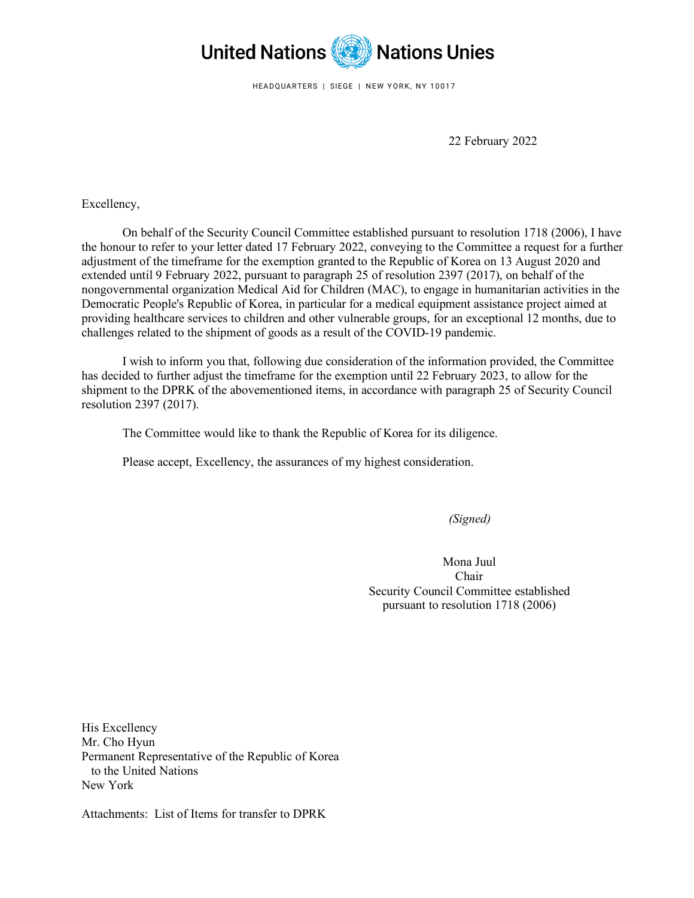United Nations Nations Unies

HEADQUARTERS | SIEGE | NEW YORK, NY 10017

22 February 2022

Excellency,

On behalf of the Security Council Committee established pursuant to resolution 1718 (2006), I have the honour to refer to your letter dated 17 February 2022, conveying to the Committee a request for a further adjustment of the timeframe for the exemption granted to the Republic of Korea on 13 August 2020 and extended until 9 February 2022, pursuant to paragraph 25 of resolution 2397 (2017), on behalf of the nongovernmental organization Medical Aid for Children (MAC), to engage in humanitarian activities in the Democratic People's Republic of Korea, in particular for a medical equipment assistance project aimed at providing healthcare services to children and other vulnerable groups, for an exceptional 12 months, due to challenges related to the shipment of goods as a result of the COVID-19 pandemic.

I wish to inform you that, following due consideration of the information provided, the Committee has decided to further adjust the timeframe for the exemption until 22 February 2023, to allow for the shipment to the DPRK of the abovementioned items, in accordance with paragraph 25 of Security Council resolution 2397 (2017).

The Committee would like to thank the Republic of Korea for its diligence.

Please accept, Excellency, the assurances of my highest consideration.

*(Signed)*

Mona Juul
Chair
Security Council Committee established
pursuant to resolution 1718 (2006)

His Excellency
Mr. Cho Hyun
Permanent Representative of the Republic of Korea
to the United Nations
New York

Attachments: List of Items for transfer to DPRK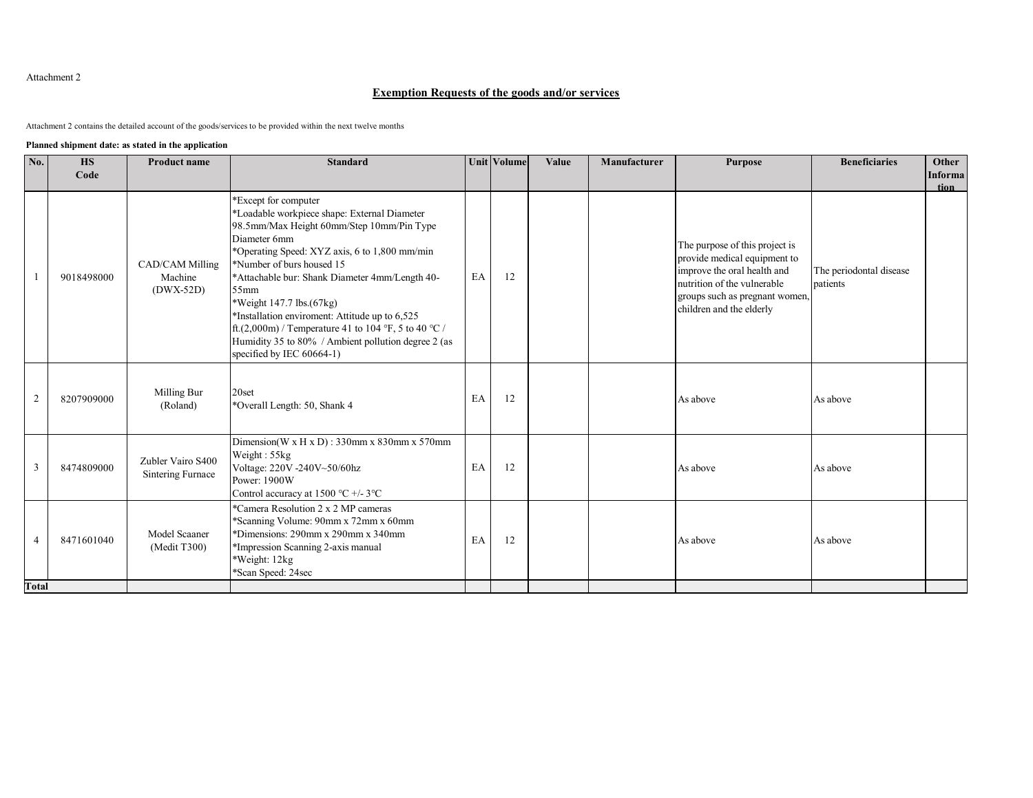Attachment 2

## Exemption Requests of the goods and/or services

Attachment 2 contains the detailed account of the goods/services to be provided within the next twelve months

**Planned shipment date: as stated in the application**

| No. | HS Code | Product name | Standard | Unit | Volume | Value | Manufacturer | Purpose | Beneficiaries | Other Information |
|---|---|---|---|---|---|---|---|---|---|---|
| 1 | 9018498000 | CAD/CAM Milling Machine (DWX-52D) | *Except for computer<br>*Loadable workpiece shape: External Diameter 98.5mm/Max Height 60mm/Step 10mm/Pin Type Diameter 6mm<br>*Operating Speed: XYZ axis, 6 to 1,800 mm/min<br>*Number of burs housed 15<br>*Attachable bur: Shank Diameter 4mm/Length 40-55mm<br>*Weight 147.7 lbs.(67kg)<br>*Installation enviroment: Attitude up to 6,525 ft.(2,000m) / Temperature 41 to 104 °F, 5 to 40 ℃ / Humidity 35 to 80% / Ambient pollution degree 2 (as specified by IEC 60664-1) | EA | 12 | | | The purpose of this project is provide medical equipment to improve the oral health and nutrition of the vulnerable groups such as pregnant women, children and the elderly | The periodontal disease patients | |
| 2 | 8207909000 | Milling Bur (Roland) | 20set<br>*Overall Length: 50, Shank 4 | EA | 12 | | | As above | As above | |
| 3 | 8474809000 | Zubler Vairo S400 Sintering Furnace | Dimension(W x H x D) : 330mm x 830mm x 570mm<br>Weight : 55kg<br>Voltage: 220V -240V~50/60hz<br>Power: 1900W<br>Control accuracy at 1500 ℃ +/- 3℃ | EA | 12 | | | As above | As above | |
| 4 | 8471601040 | Model Scaaner (Medit T300) | *Camera Resolution 2 x 2 MP cameras<br>*Scanning Volume: 90mm x 72mm x 60mm<br>*Dimensions: 290mm x 290mm x 340mm<br>*Impression Scanning 2-axis manual<br>*Weight: 12kg<br>*Scan Speed: 24sec | EA | 12 | | | As above | As above | |
| **Total** | | | | | | | | | | |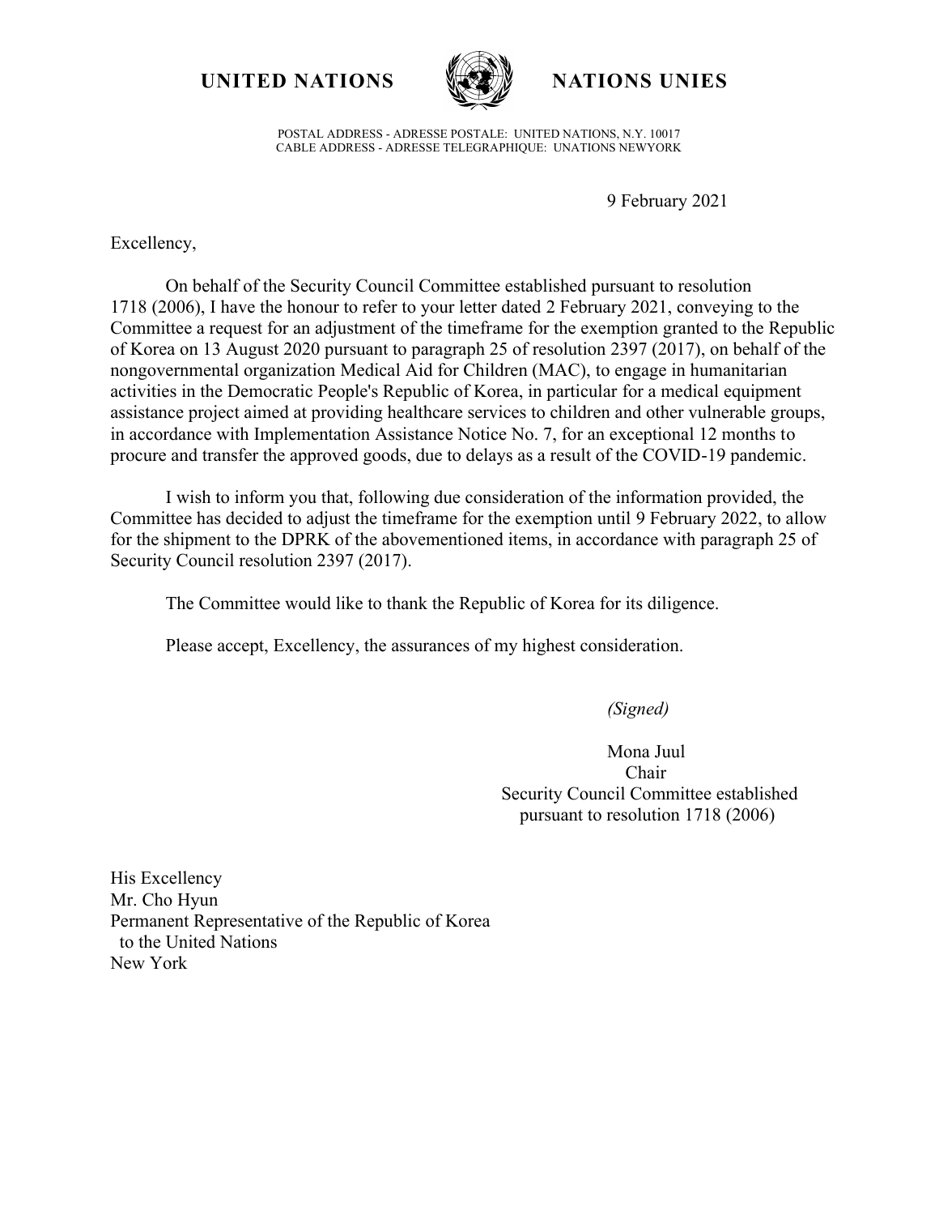**UNITED NATIONS** **NATIONS UNIES**

POSTAL ADDRESS - ADRESSE POSTALE: UNITED NATIONS, N.Y. 10017
CABLE ADDRESS - ADRESSE TELEGRAPHIQUE: UNATIONS NEWYORK

9 February 2021

Excellency,

On behalf of the Security Council Committee established pursuant to resolution 1718 (2006), I have the honour to refer to your letter dated 2 February 2021, conveying to the Committee a request for an adjustment of the timeframe for the exemption granted to the Republic of Korea on 13 August 2020 pursuant to paragraph 25 of resolution 2397 (2017), on behalf of the nongovernmental organization Medical Aid for Children (MAC), to engage in humanitarian activities in the Democratic People's Republic of Korea, in particular for a medical equipment assistance project aimed at providing healthcare services to children and other vulnerable groups, in accordance with Implementation Assistance Notice No. 7, for an exceptional 12 months to procure and transfer the approved goods, due to delays as a result of the COVID-19 pandemic.

I wish to inform you that, following due consideration of the information provided, the Committee has decided to adjust the timeframe for the exemption until 9 February 2022, to allow for the shipment to the DPRK of the abovementioned items, in accordance with paragraph 25 of Security Council resolution 2397 (2017).

The Committee would like to thank the Republic of Korea for its diligence.

Please accept, Excellency, the assurances of my highest consideration.

*(Signed)*

Mona Juul
Chair
Security Council Committee established pursuant to resolution 1718 (2006)

His Excellency
Mr. Cho Hyun
Permanent Representative of the Republic of Korea
to the United Nations
New York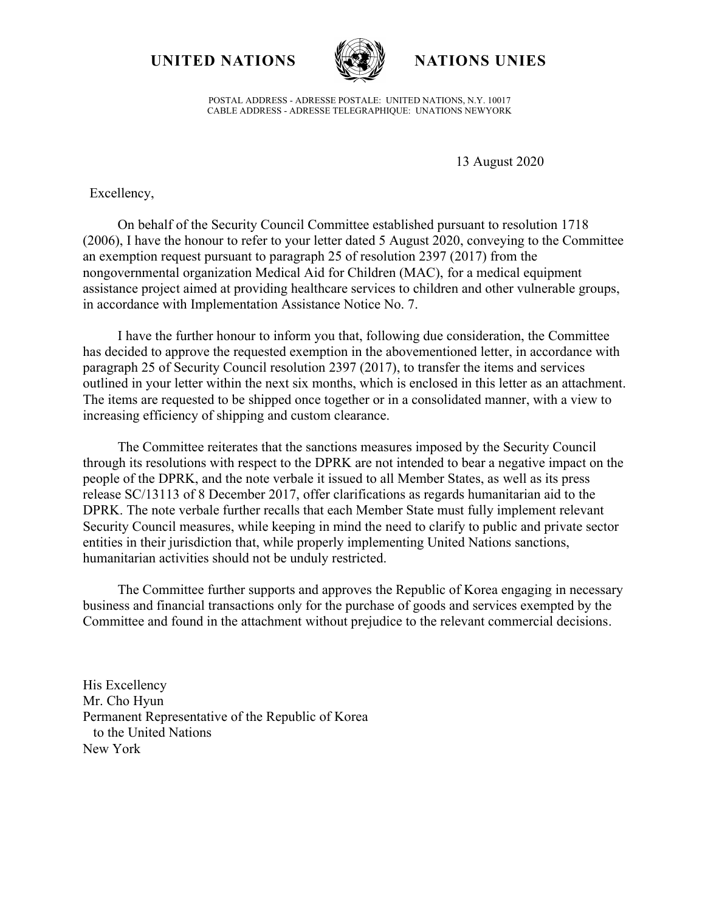**UNITED NATIONS** **NATIONS UNIES**

POSTAL ADDRESS - ADRESSE POSTALE: UNITED NATIONS, N.Y. 10017
CABLE ADDRESS - ADRESSE TELEGRAPHIQUE: UNATIONS NEWYORK

13 August 2020

Excellency,

On behalf of the Security Council Committee established pursuant to resolution 1718 (2006), I have the honour to refer to your letter dated 5 August 2020, conveying to the Committee an exemption request pursuant to paragraph 25 of resolution 2397 (2017) from the nongovernmental organization Medical Aid for Children (MAC), for a medical equipment assistance project aimed at providing healthcare services to children and other vulnerable groups, in accordance with Implementation Assistance Notice No. 7.

I have the further honour to inform you that, following due consideration, the Committee has decided to approve the requested exemption in the abovementioned letter, in accordance with paragraph 25 of Security Council resolution 2397 (2017), to transfer the items and services outlined in your letter within the next six months, which is enclosed in this letter as an attachment. The items are requested to be shipped once together or in a consolidated manner, with a view to increasing efficiency of shipping and custom clearance.

The Committee reiterates that the sanctions measures imposed by the Security Council through its resolutions with respect to the DPRK are not intended to bear a negative impact on the people of the DPRK, and the note verbale it issued to all Member States, as well as its press release SC/13113 of 8 December 2017, offer clarifications as regards humanitarian aid to the DPRK. The note verbale further recalls that each Member State must fully implement relevant Security Council measures, while keeping in mind the need to clarify to public and private sector entities in their jurisdiction that, while properly implementing United Nations sanctions, humanitarian activities should not be unduly restricted.

The Committee further supports and approves the Republic of Korea engaging in necessary business and financial transactions only for the purchase of goods and services exempted by the Committee and found in the attachment without prejudice to the relevant commercial decisions.

His Excellency
Mr. Cho Hyun
Permanent Representative of the Republic of Korea
to the United Nations
New York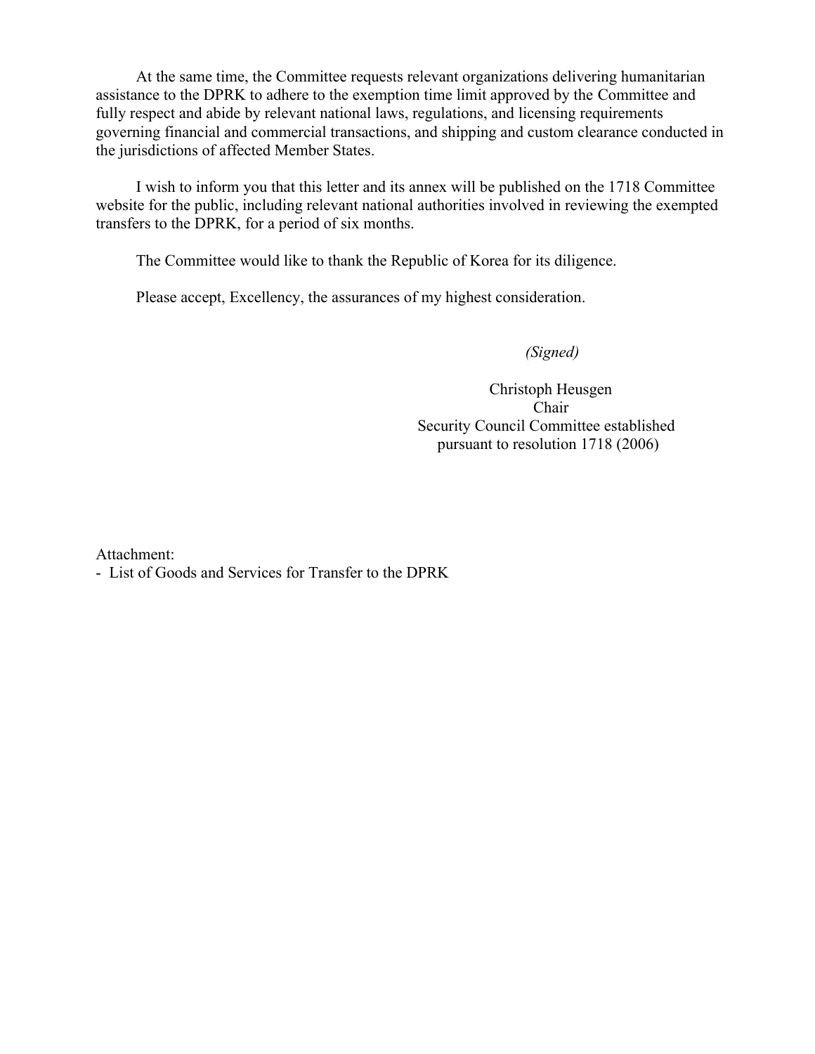At the same time, the Committee requests relevant organizations delivering humanitarian assistance to the DPRK to adhere to the exemption time limit approved by the Committee and fully respect and abide by relevant national laws, regulations, and licensing requirements governing financial and commercial transactions, and shipping and custom clearance conducted in the jurisdictions of affected Member States.

I wish to inform you that this letter and its annex will be published on the 1718 Committee website for the public, including relevant national authorities involved in reviewing the exempted transfers to the DPRK, for a period of six months.

The Committee would like to thank the Republic of Korea for its diligence.

Please accept, Excellency, the assurances of my highest consideration.

*(Signed)*

Christoph Heusgen
Chair
Security Council Committee established
pursuant to resolution 1718 (2006)

Attachment:
- List of Goods and Services for Transfer to the DPRK